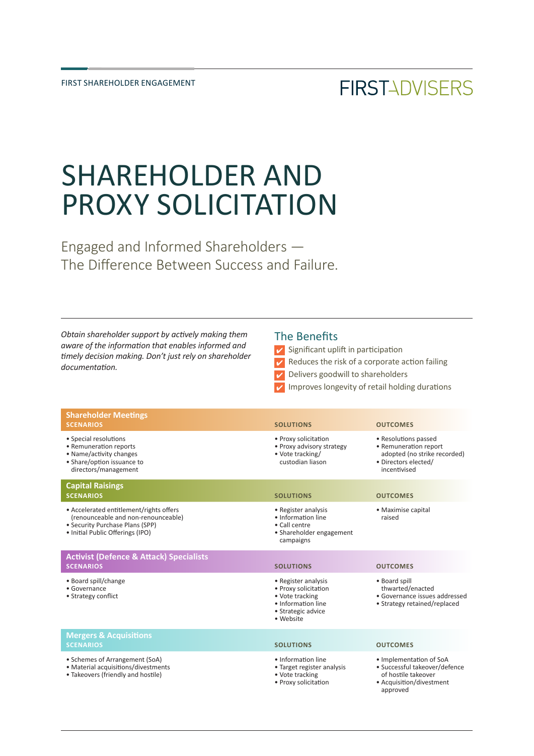FIRST SHAREHOLDER ENGAGEMENT

FIRSTADVISERS

# SHAREHOLDER AND PROXY SOLICITATION

## Engaged and Informed Shareholders — The Difference Between Success and Failure.

*Obtain shareholder support by actively making them aware of the information that enables informed and timely decision making. Don't just rely on shareholder documentation.*

### The Benefits

- ✔ Significant uplift in participation
- ✔ Reduces the risk of a corporate action failing
- ✔ Delivers goodwill to shareholders
- ✔ Improves longevity of retail holding durations

| **Shareholder Meetings** SCENARIOS | SOLUTIONS | OUTCOMES |
|---|---|---|
| • Special resolutions<br>• Remuneration reports<br>• Name/activity changes<br>• Share/option issuance to directors/management | • Proxy solicitation<br>• Proxy advisory strategy<br>• Vote tracking/ custodian liason | • Resolutions passed<br>• Remuneration report adopted (no strike recorded)<br>• Directors elected/ incentivised |

| **Capital Raisings** SCENARIOS | SOLUTIONS | OUTCOMES |
|---|---|---|
| • Accelerated entitlement/rights offers (renounceable and non-renounceable)<br>• Security Purchase Plans (SPP)<br>• Initial Public Offerings (IPO) | • Register analysis<br>• Information line<br>• Call centre<br>• Shareholder engagement campaigns | • Maximise capital raised |

| **Activist (Defence & Attack) Specialists** SCENARIOS | SOLUTIONS | OUTCOMES |
|---|---|---|
| • Board spill/change<br>• Governance<br>• Strategy conflict | • Register analysis<br>• Proxy solicitation<br>• Vote tracking<br>• Information line<br>• Strategic advice<br>• Website | • Board spill thwarted/enacted<br>• Governance issues addressed<br>• Strategy retained/replaced |

| **Mergers & Acquisitions** SCENARIOS | SOLUTIONS | OUTCOMES |
|---|---|---|
| • Schemes of Arrangement (SoA)<br>• Material acquisitions/divestments<br>• Takeovers (friendly and hostile) | • Information line<br>• Target register analysis<br>• Vote tracking<br>• Proxy solicitation | • Implementation of SoA<br>• Successful takeover/defence of hostile takeover<br>• Acquisition/divestment approved |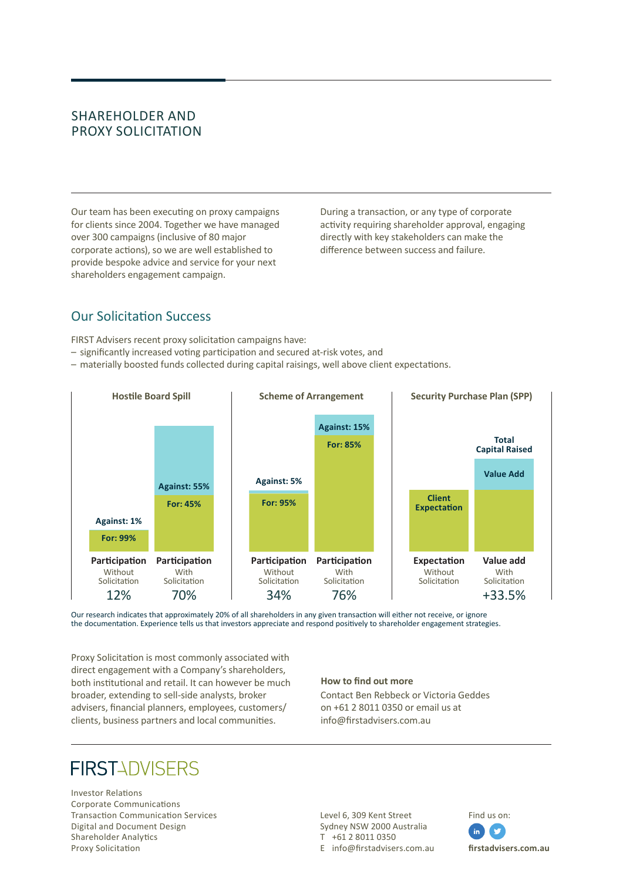# SHAREHOLDER AND PROXY SOLICITATION

Our team has been executing on proxy campaigns for clients since 2004. Together we have managed over 300 campaigns (inclusive of 80 major corporate actions), so we are well established to provide bespoke advice and service for your next shareholders engagement campaign.

During a transaction, or any type of corporate activity requiring shareholder approval, engaging directly with key stakeholders can make the difference between success and failure.

## Our Solicitation Success

FIRST Advisers recent proxy solicitation campaigns have:

– significantly increased voting participation and secured at-risk votes, and
– materially boosted funds collected during capital raisings, well above client expectations.

**Hostile Board Spill**

Against: 1%
For: 99%
**Participation** Without Solicitation
12%

Against: 55%
For: 45%
**Participation** With Solicitation
70%

**Scheme of Arrangement**

Against: 5%
For: 95%
**Participation** Without Solicitation
34%

Against: 15%
For: 85%
**Participation** With Solicitation
76%

**Security Purchase Plan (SPP)**

Client Expectation
**Expectation** Without Solicitation

Total Capital Raised
Value Add
**Value add** With Solicitation
+33.5%

Our research indicates that approximately 20% of all shareholders in any given transaction will either not receive, or ignore the documentation. Experience tells us that investors appreciate and respond positively to shareholder engagement strategies.

Proxy Solicitation is most commonly associated with direct engagement with a Company's shareholders, both institutional and retail. It can however be much broader, extending to sell-side analysts, broker advisers, financial planners, employees, customers/clients, business partners and local communities.

**How to find out more**

Contact Ben Rebbeck or Victoria Geddes on +61 2 8011 0350 or email us at info@firstadvisers.com.au

FIRSTADVISERS

Investor Relations
Corporate Communications
Transaction Communication Services
Digital and Document Design
Shareholder Analytics
Proxy Solicitation

Level 6, 309 Kent Street
Sydney NSW 2000 Australia
T +61 2 8011 0350
E info@firstadvisers.com.au

Find us on:

**firstadvisers.com.au**